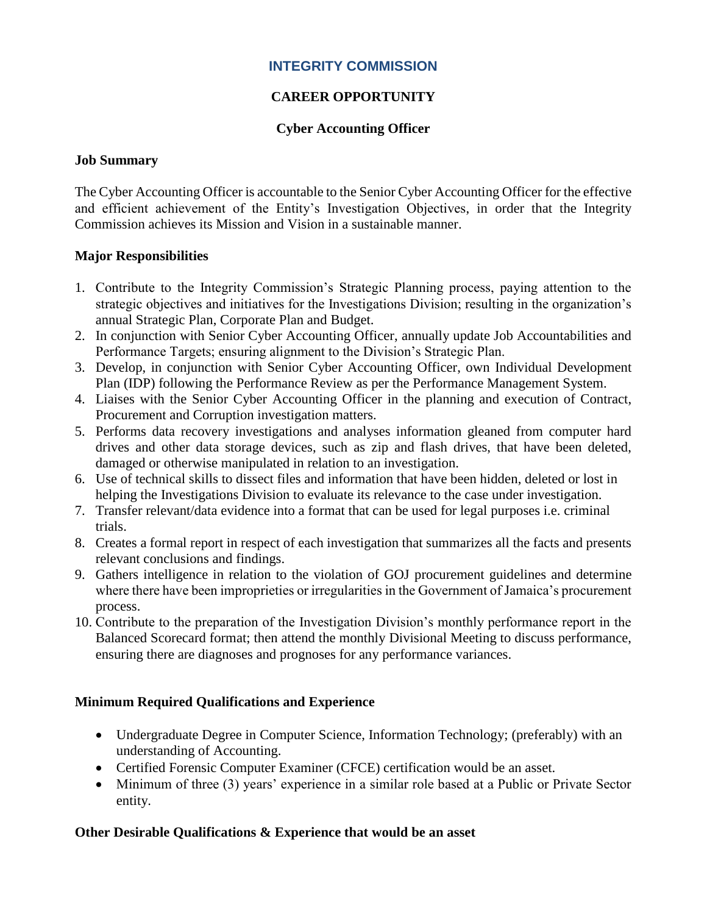# INTEGRITY COMMISSION

## CAREER OPPORTUNITY

### Cyber Accounting Officer

**Job Summary**

The Cyber Accounting Officer is accountable to the Senior Cyber Accounting Officer for the effective and efficient achievement of the Entity's Investigation Objectives, in order that the Integrity Commission achieves its Mission and Vision in a sustainable manner.

**Major Responsibilities**

1. Contribute to the Integrity Commission's Strategic Planning process, paying attention to the strategic objectives and initiatives for the Investigations Division; resulting in the organization's annual Strategic Plan, Corporate Plan and Budget.
2. In conjunction with Senior Cyber Accounting Officer, annually update Job Accountabilities and Performance Targets; ensuring alignment to the Division's Strategic Plan.
3. Develop, in conjunction with Senior Cyber Accounting Officer, own Individual Development Plan (IDP) following the Performance Review as per the Performance Management System.
4. Liaises with the Senior Cyber Accounting Officer in the planning and execution of Contract, Procurement and Corruption investigation matters.
5. Performs data recovery investigations and analyses information gleaned from computer hard drives and other data storage devices, such as zip and flash drives, that have been deleted, damaged or otherwise manipulated in relation to an investigation.
6. Use of technical skills to dissect files and information that have been hidden, deleted or lost in helping the Investigations Division to evaluate its relevance to the case under investigation.
7. Transfer relevant/data evidence into a format that can be used for legal purposes i.e. criminal trials.
8. Creates a formal report in respect of each investigation that summarizes all the facts and presents relevant conclusions and findings.
9. Gathers intelligence in relation to the violation of GOJ procurement guidelines and determine where there have been improprieties or irregularities in the Government of Jamaica's procurement process.
10. Contribute to the preparation of the Investigation Division's monthly performance report in the Balanced Scorecard format; then attend the monthly Divisional Meeting to discuss performance, ensuring there are diagnoses and prognoses for any performance variances.

**Minimum Required Qualifications and Experience**

- Undergraduate Degree in Computer Science, Information Technology; (preferably) with an understanding of Accounting.
- Certified Forensic Computer Examiner (CFCE) certification would be an asset.
- Minimum of three (3) years' experience in a similar role based at a Public or Private Sector entity.

**Other Desirable Qualifications & Experience that would be an asset**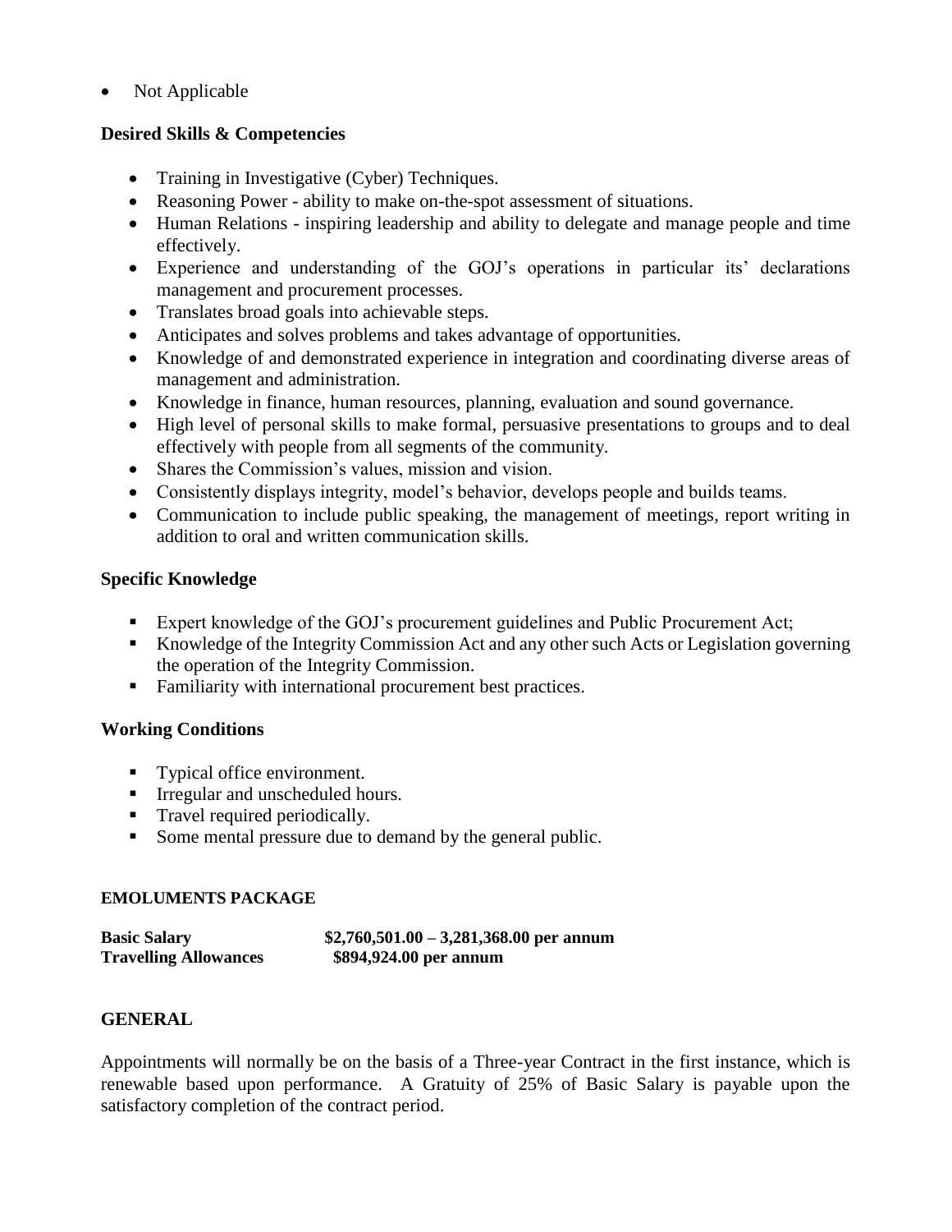- Not Applicable

**Desired Skills & Competencies**

- Training in Investigative (Cyber) Techniques.
- Reasoning Power - ability to make on-the-spot assessment of situations.
- Human Relations - inspiring leadership and ability to delegate and manage people and time effectively.
- Experience and understanding of the GOJ's operations in particular its' declarations management and procurement processes.
- Translates broad goals into achievable steps.
- Anticipates and solves problems and takes advantage of opportunities.
- Knowledge of and demonstrated experience in integration and coordinating diverse areas of management and administration.
- Knowledge in finance, human resources, planning, evaluation and sound governance.
- High level of personal skills to make formal, persuasive presentations to groups and to deal effectively with people from all segments of the community.
- Shares the Commission's values, mission and vision.
- Consistently displays integrity, model's behavior, develops people and builds teams.
- Communication to include public speaking, the management of meetings, report writing in addition to oral and written communication skills.

**Specific Knowledge**

- Expert knowledge of the GOJ's procurement guidelines and Public Procurement Act;
- Knowledge of the Integrity Commission Act and any other such Acts or Legislation governing the operation of the Integrity Commission.
- Familiarity with international procurement best practices.

**Working Conditions**

- Typical office environment.
- Irregular and unscheduled hours.
- Travel required periodically.
- Some mental pressure due to demand by the general public.

**EMOLUMENTS PACKAGE**

**Basic Salary** **$2,760,501.00 – 3,281,368.00 per annum**
**Travelling Allowances** **$894,924.00 per annum**

**GENERAL**

Appointments will normally be on the basis of a Three-year Contract in the first instance, which is renewable based upon performance. A Gratuity of 25% of Basic Salary is payable upon the satisfactory completion of the contract period.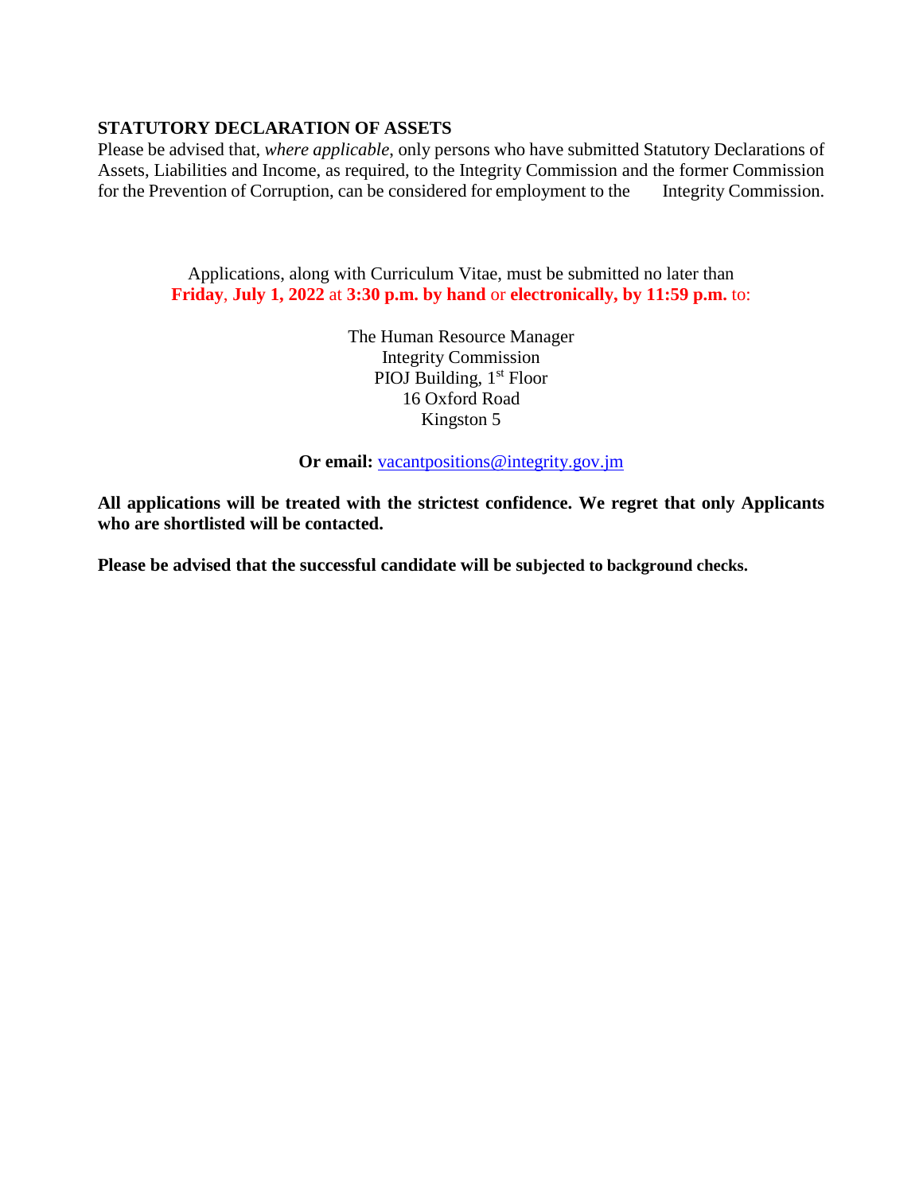**STATUTORY DECLARATION OF ASSETS**

Please be advised that, *where applicable*, only persons who have submitted Statutory Declarations of Assets, Liabilities and Income, as required, to the Integrity Commission and the former Commission for the Prevention of Corruption, can be considered for employment to the Integrity Commission.

Applications, along with Curriculum Vitae, must be submitted no later than **Friday**, **July 1, 2022** at **3:30 p.m. by hand** or **electronically, by 11:59 p.m.** to:

The Human Resource Manager
Integrity Commission
PIOJ Building, 1st Floor
16 Oxford Road
Kingston 5

**Or email:** vacantpositions@integrity.gov.jm

**All applications will be treated with the strictest confidence. We regret that only Applicants who are shortlisted will be contacted.**

**Please be advised that the successful candidate will be subjected to background checks.**